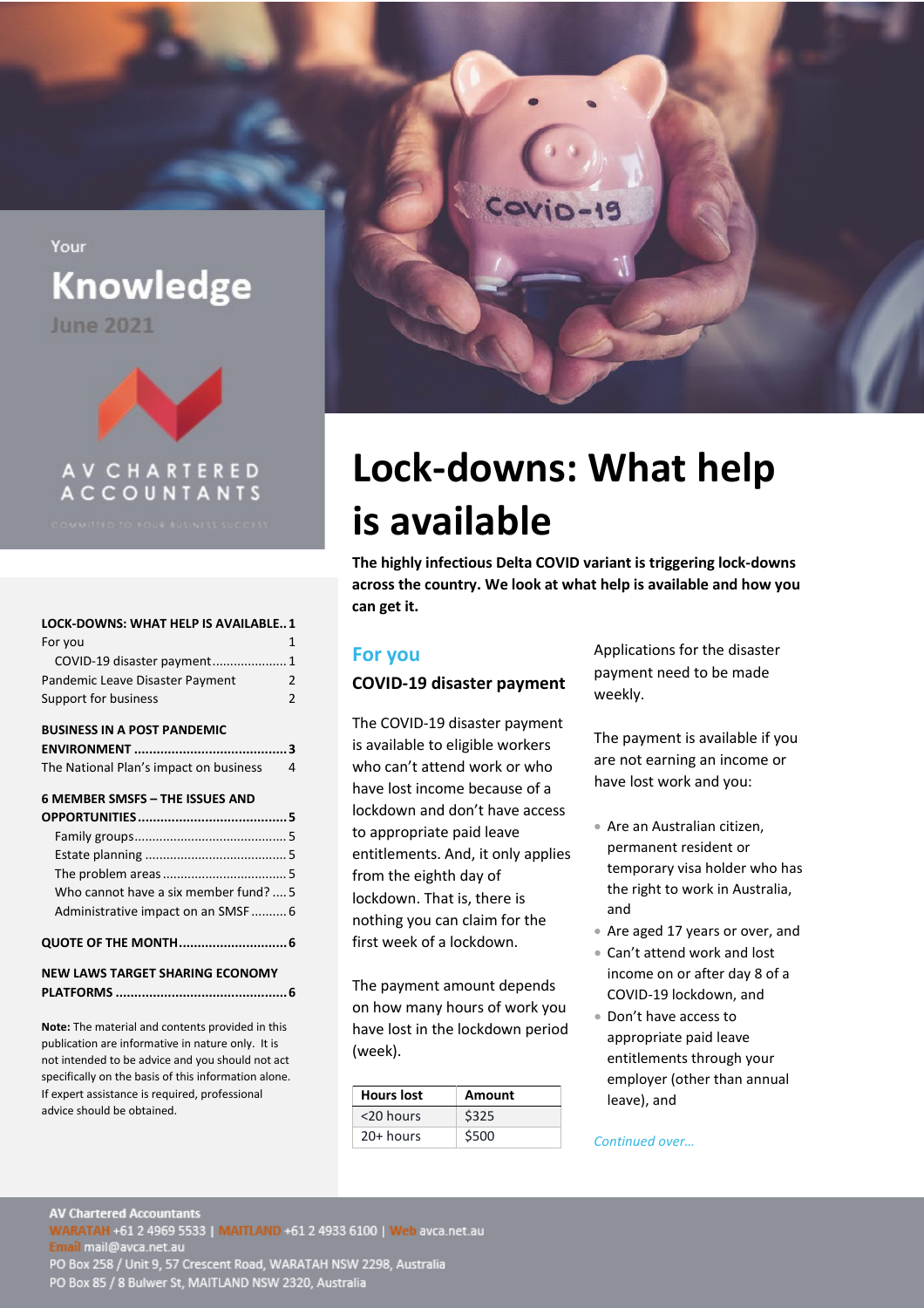Your

# Knowledge

June 2021

AV CHARTERED ACCOUNTANTS

COMMITTED TO YOUR BUSINESS SUCCESS

**LOCK-DOWNS: WHAT HELP IS AVAILABLE.. 1**
For you 1
COVID-19 disaster payment .................... 1
Pandemic Leave Disaster Payment 2
Support for business 2

**BUSINESS IN A POST PANDEMIC ENVIRONMENT ......................................... 3**
The National Plan's impact on business 4

**6 MEMBER SMSFS – THE ISSUES AND OPPORTUNITIES ........................................ 5**
Family groups .......................................... 5
Estate planning ........................................ 5
The problem areas .................................. 5
Who cannot have a six member fund? .... 5
Administrative impact on an SMSF .......... 6

**QUOTE OF THE MONTH ............................ 6**

**NEW LAWS TARGET SHARING ECONOMY PLATFORMS ............................................. 6**

**Note:** The material and contents provided in this publication are informative in nature only. It is not intended to be advice and you should not act specifically on the basis of this information alone. If expert assistance is required, professional advice should be obtained.

# Lock-downs: What help is available

**The highly infectious Delta COVID variant is triggering lock-downs across the country. We look at what help is available and how you can get it.**

## For you

### COVID-19 disaster payment

The COVID-19 disaster payment is available to eligible workers who can't attend work or who have lost income because of a lockdown and don't have access to appropriate paid leave entitlements. And, it only applies from the eighth day of lockdown. That is, there is nothing you can claim for the first week of a lockdown.

The payment amount depends on how many hours of work you have lost in the lockdown period (week).

| Hours lost | Amount |
|---|---|
| <20 hours | $325 |
| 20+ hours | $500 |

Applications for the disaster payment need to be made weekly.

The payment is available if you are not earning an income or have lost work and you:

- Are an Australian citizen, permanent resident or temporary visa holder who has the right to work in Australia, and
- Are aged 17 years or over, and
- Can't attend work and lost income on or after day 8 of a COVID-19 lockdown, and
- Don't have access to appropriate paid leave entitlements through your employer (other than annual leave), and

*Continued over…*

AV Chartered Accountants
WARATAH +61 2 4969 5533 | MAITLAND +61 2 4933 6100 | Web avca.net.au
Email mail@avca.net.au
PO Box 258 / Unit 9, 57 Crescent Road, WARATAH NSW 2298, Australia
PO Box 85 / 8 Bulwer St, MAITLAND NSW 2320, Australia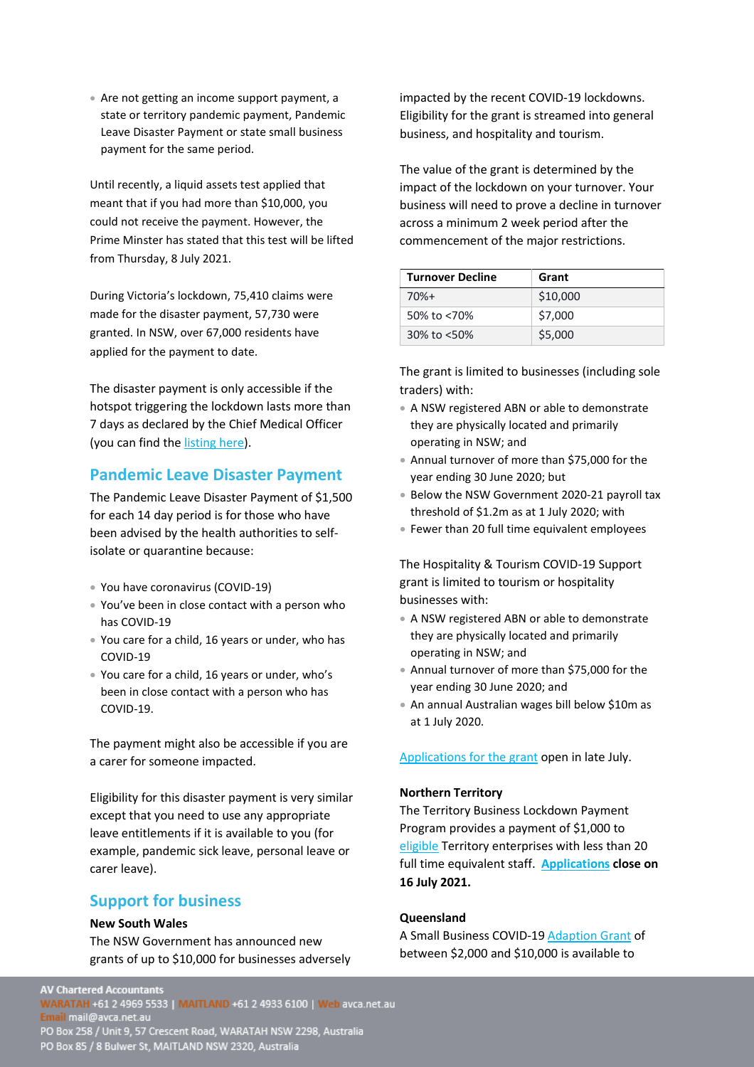- Are not getting an income support payment, a state or territory pandemic payment, Pandemic Leave Disaster Payment or state small business payment for the same period.

Until recently, a liquid assets test applied that meant that if you had more than $10,000, you could not receive the payment. However, the Prime Minster has stated that this test will be lifted from Thursday, 8 July 2021.

During Victoria's lockdown, 75,410 claims were made for the disaster payment, 57,730 were granted. In NSW, over 67,000 residents have applied for the payment to date.

The disaster payment is only accessible if the hotspot triggering the lockdown lasts more than 7 days as declared by the Chief Medical Officer (you can find the listing here).

## Pandemic Leave Disaster Payment

The Pandemic Leave Disaster Payment of $1,500 for each 14 day period is for those who have been advised by the health authorities to self-isolate or quarantine because:

- You have coronavirus (COVID-19)
- You've been in close contact with a person who has COVID-19
- You care for a child, 16 years or under, who has COVID-19
- You care for a child, 16 years or under, who's been in close contact with a person who has COVID-19.

The payment might also be accessible if you are a carer for someone impacted.

Eligibility for this disaster payment is very similar except that you need to use any appropriate leave entitlements if it is available to you (for example, pandemic sick leave, personal leave or carer leave).

## Support for business

**New South Wales**

The NSW Government has announced new grants of up to $10,000 for businesses adversely impacted by the recent COVID-19 lockdowns. Eligibility for the grant is streamed into general business, and hospitality and tourism.

The value of the grant is determined by the impact of the lockdown on your turnover. Your business will need to prove a decline in turnover across a minimum 2 week period after the commencement of the major restrictions.

| Turnover Decline | Grant |
|---|---|
| 70%+ | $10,000 |
| 50% to <70% | $7,000 |
| 30% to <50% | $5,000 |

The grant is limited to businesses (including sole traders) with:

- A NSW registered ABN or able to demonstrate they are physically located and primarily operating in NSW; and
- Annual turnover of more than $75,000 for the year ending 30 June 2020; but
- Below the NSW Government 2020-21 payroll tax threshold of $1.2m as at 1 July 2020; with
- Fewer than 20 full time equivalent employees

The Hospitality & Tourism COVID-19 Support grant is limited to tourism or hospitality businesses with:

- A NSW registered ABN or able to demonstrate they are physically located and primarily operating in NSW; and
- Annual turnover of more than $75,000 for the year ending 30 June 2020; and
- An annual Australian wages bill below $10m as at 1 July 2020.

Applications for the grant open in late July.

**Northern Territory**

The Territory Business Lockdown Payment Program provides a payment of $1,000 to eligible Territory enterprises with less than 20 full time equivalent staff. **Applications close on 16 July 2021.**

**Queensland**

A Small Business COVID-19 Adaption Grant of between $2,000 and $10,000 is available to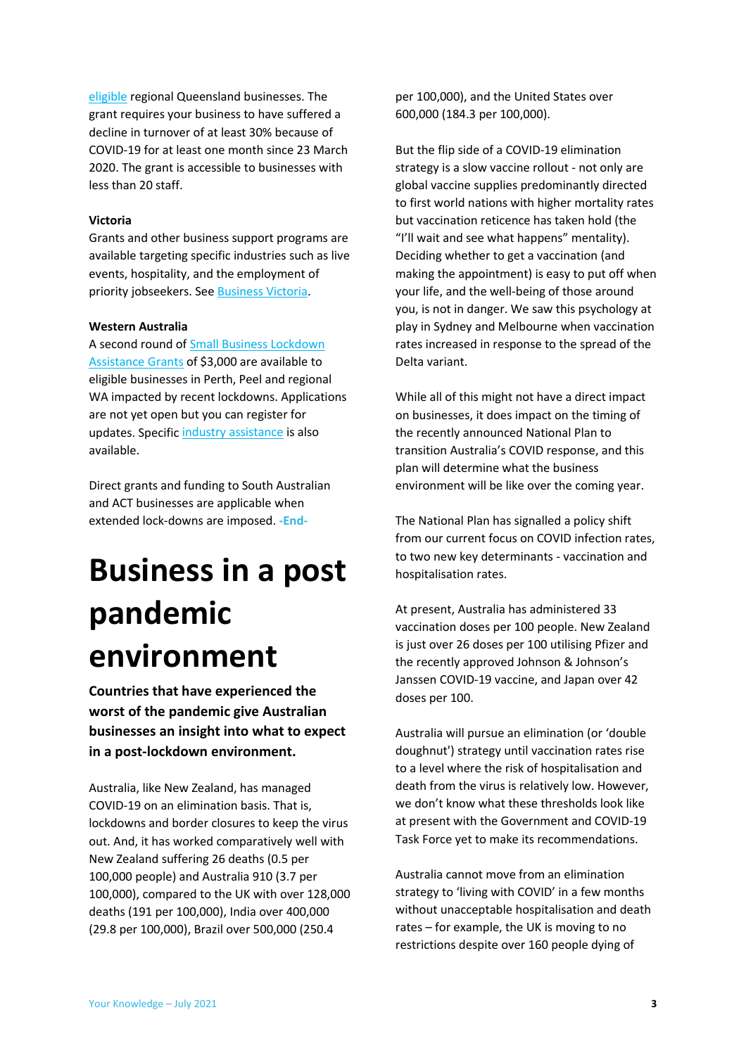eligible regional Queensland businesses. The grant requires your business to have suffered a decline in turnover of at least 30% because of COVID-19 for at least one month since 23 March 2020. The grant is accessible to businesses with less than 20 staff.

**Victoria**

Grants and other business support programs are available targeting specific industries such as live events, hospitality, and the employment of priority jobseekers. See Business Victoria.

**Western Australia**

A second round of Small Business Lockdown Assistance Grants of $3,000 are available to eligible businesses in Perth, Peel and regional WA impacted by recent lockdowns. Applications are not yet open but you can register for updates. Specific industry assistance is also available.

Direct grants and funding to South Australian and ACT businesses are applicable when extended lock-downs are imposed. **-End-**

# Business in a post pandemic environment

**Countries that have experienced the worst of the pandemic give Australian businesses an insight into what to expect in a post-lockdown environment.**

Australia, like New Zealand, has managed COVID-19 on an elimination basis. That is, lockdowns and border closures to keep the virus out. And, it has worked comparatively well with New Zealand suffering 26 deaths (0.5 per 100,000 people) and Australia 910 (3.7 per 100,000), compared to the UK with over 128,000 deaths (191 per 100,000), India over 400,000 (29.8 per 100,000), Brazil over 500,000 (250.4 per 100,000), and the United States over 600,000 (184.3 per 100,000).

But the flip side of a COVID-19 elimination strategy is a slow vaccine rollout - not only are global vaccine supplies predominantly directed to first world nations with higher mortality rates but vaccination reticence has taken hold (the "I'll wait and see what happens" mentality). Deciding whether to get a vaccination (and making the appointment) is easy to put off when your life, and the well-being of those around you, is not in danger. We saw this psychology at play in Sydney and Melbourne when vaccination rates increased in response to the spread of the Delta variant.

While all of this might not have a direct impact on businesses, it does impact on the timing of the recently announced National Plan to transition Australia's COVID response, and this plan will determine what the business environment will be like over the coming year.

The National Plan has signalled a policy shift from our current focus on COVID infection rates, to two new key determinants - vaccination and hospitalisation rates.

At present, Australia has administered 33 vaccination doses per 100 people. New Zealand is just over 26 doses per 100 utilising Pfizer and the recently approved Johnson & Johnson's Janssen COVID-19 vaccine, and Japan over 42 doses per 100.

Australia will pursue an elimination (or 'double doughnut') strategy until vaccination rates rise to a level where the risk of hospitalisation and death from the virus is relatively low. However, we don't know what these thresholds look like at present with the Government and COVID-19 Task Force yet to make its recommendations.

Australia cannot move from an elimination strategy to 'living with COVID' in a few months without unacceptable hospitalisation and death rates – for example, the UK is moving to no restrictions despite over 160 people dying of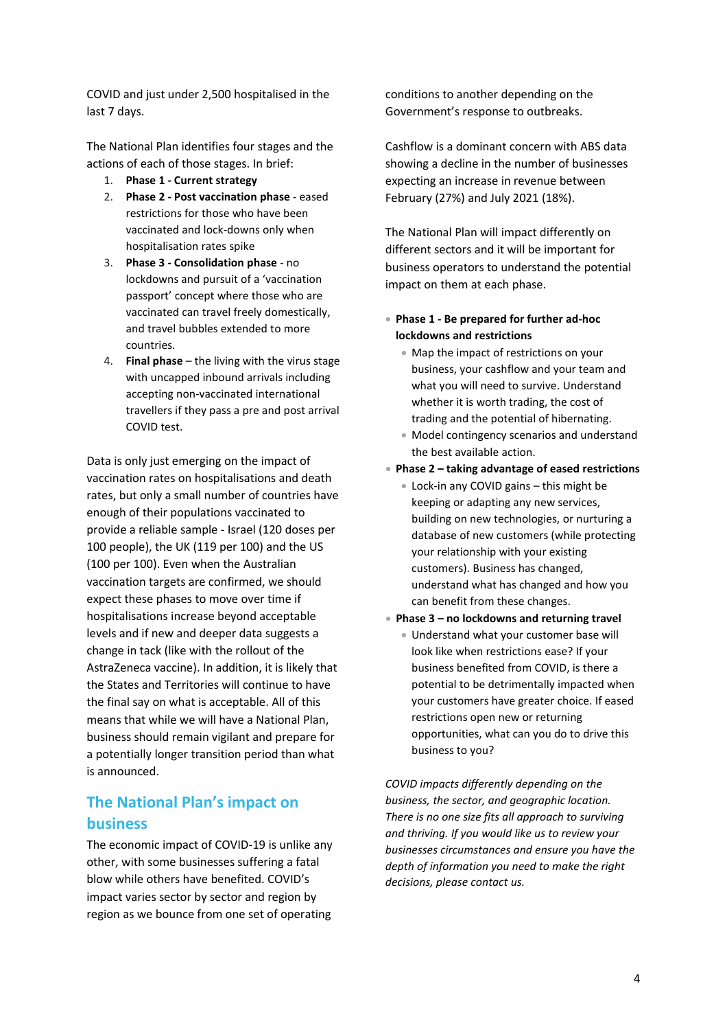COVID and just under 2,500 hospitalised in the last 7 days.

The National Plan identifies four stages and the actions of each of those stages. In brief:

1. **Phase 1 - Current strategy**
2. **Phase 2 - Post vaccination phase** - eased restrictions for those who have been vaccinated and lock-downs only when hospitalisation rates spike
3. **Phase 3 - Consolidation phase** - no lockdowns and pursuit of a 'vaccination passport' concept where those who are vaccinated can travel freely domestically, and travel bubbles extended to more countries.
4. **Final phase** – the living with the virus stage with uncapped inbound arrivals including accepting non-vaccinated international travellers if they pass a pre and post arrival COVID test.

Data is only just emerging on the impact of vaccination rates on hospitalisations and death rates, but only a small number of countries have enough of their populations vaccinated to provide a reliable sample - Israel (120 doses per 100 people), the UK (119 per 100) and the US (100 per 100). Even when the Australian vaccination targets are confirmed, we should expect these phases to move over time if hospitalisations increase beyond acceptable levels and if new and deeper data suggests a change in tack (like with the rollout of the AstraZeneca vaccine). In addition, it is likely that the States and Territories will continue to have the final say on what is acceptable. All of this means that while we will have a National Plan, business should remain vigilant and prepare for a potentially longer transition period than what is announced.

## The National Plan's impact on business

The economic impact of COVID-19 is unlike any other, with some businesses suffering a fatal blow while others have benefited. COVID's impact varies sector by sector and region by region as we bounce from one set of operating conditions to another depending on the Government's response to outbreaks.

Cashflow is a dominant concern with ABS data showing a decline in the number of businesses expecting an increase in revenue between February (27%) and July 2021 (18%).

The National Plan will impact differently on different sectors and it will be important for business operators to understand the potential impact on them at each phase.

- **Phase 1 - Be prepared for further ad-hoc lockdowns and restrictions**
  - Map the impact of restrictions on your business, your cashflow and your team and what you will need to survive. Understand whether it is worth trading, the cost of trading and the potential of hibernating.
  - Model contingency scenarios and understand the best available action.
- **Phase 2 – taking advantage of eased restrictions**
  - Lock-in any COVID gains – this might be keeping or adapting any new services, building on new technologies, or nurturing a database of new customers (while protecting your relationship with your existing customers). Business has changed, understand what has changed and how you can benefit from these changes.
- **Phase 3 – no lockdowns and returning travel**
  - Understand what your customer base will look like when restrictions ease? If your business benefited from COVID, is there a potential to be detrimentally impacted when your customers have greater choice. If eased restrictions open new or returning opportunities, what can you do to drive this business to you?

*COVID impacts differently depending on the business, the sector, and geographic location. There is no one size fits all approach to surviving and thriving. If you would like us to review your businesses circumstances and ensure you have the depth of information you need to make the right decisions, please contact us.*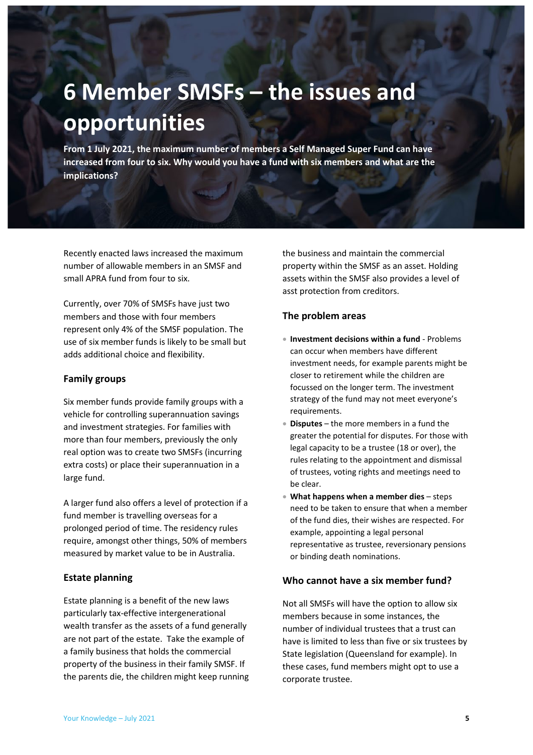# 6 Member SMSFs – the issues and opportunities

**From 1 July 2021, the maximum number of members a Self Managed Super Fund can have increased from four to six. Why would you have a fund with six members and what are the implications?**

Recently enacted laws increased the maximum number of allowable members in an SMSF and small APRA fund from four to six.

Currently, over 70% of SMSFs have just two members and those with four members represent only 4% of the SMSF population. The use of six member funds is likely to be small but adds additional choice and flexibility.

## Family groups

Six member funds provide family groups with a vehicle for controlling superannuation savings and investment strategies. For families with more than four members, previously the only real option was to create two SMSFs (incurring extra costs) or place their superannuation in a large fund.

A larger fund also offers a level of protection if a fund member is travelling overseas for a prolonged period of time. The residency rules require, amongst other things, 50% of members measured by market value to be in Australia.

## Estate planning

Estate planning is a benefit of the new laws particularly tax-effective intergenerational wealth transfer as the assets of a fund generally are not part of the estate. Take the example of a family business that holds the commercial property of the business in their family SMSF. If the parents die, the children might keep running the business and maintain the commercial property within the SMSF as an asset. Holding assets within the SMSF also provides a level of asst protection from creditors.

## The problem areas

- **Investment decisions within a fund** - Problems can occur when members have different investment needs, for example parents might be closer to retirement while the children are focussed on the longer term. The investment strategy of the fund may not meet everyone's requirements.
- **Disputes** – the more members in a fund the greater the potential for disputes. For those with legal capacity to be a trustee (18 or over), the rules relating to the appointment and dismissal of trustees, voting rights and meetings need to be clear.
- **What happens when a member dies** – steps need to be taken to ensure that when a member of the fund dies, their wishes are respected. For example, appointing a legal personal representative as trustee, reversionary pensions or binding death nominations.

## Who cannot have a six member fund?

Not all SMSFs will have the option to allow six members because in some instances, the number of individual trustees that a trust can have is limited to less than five or six trustees by State legislation (Queensland for example). In these cases, fund members might opt to use a corporate trustee.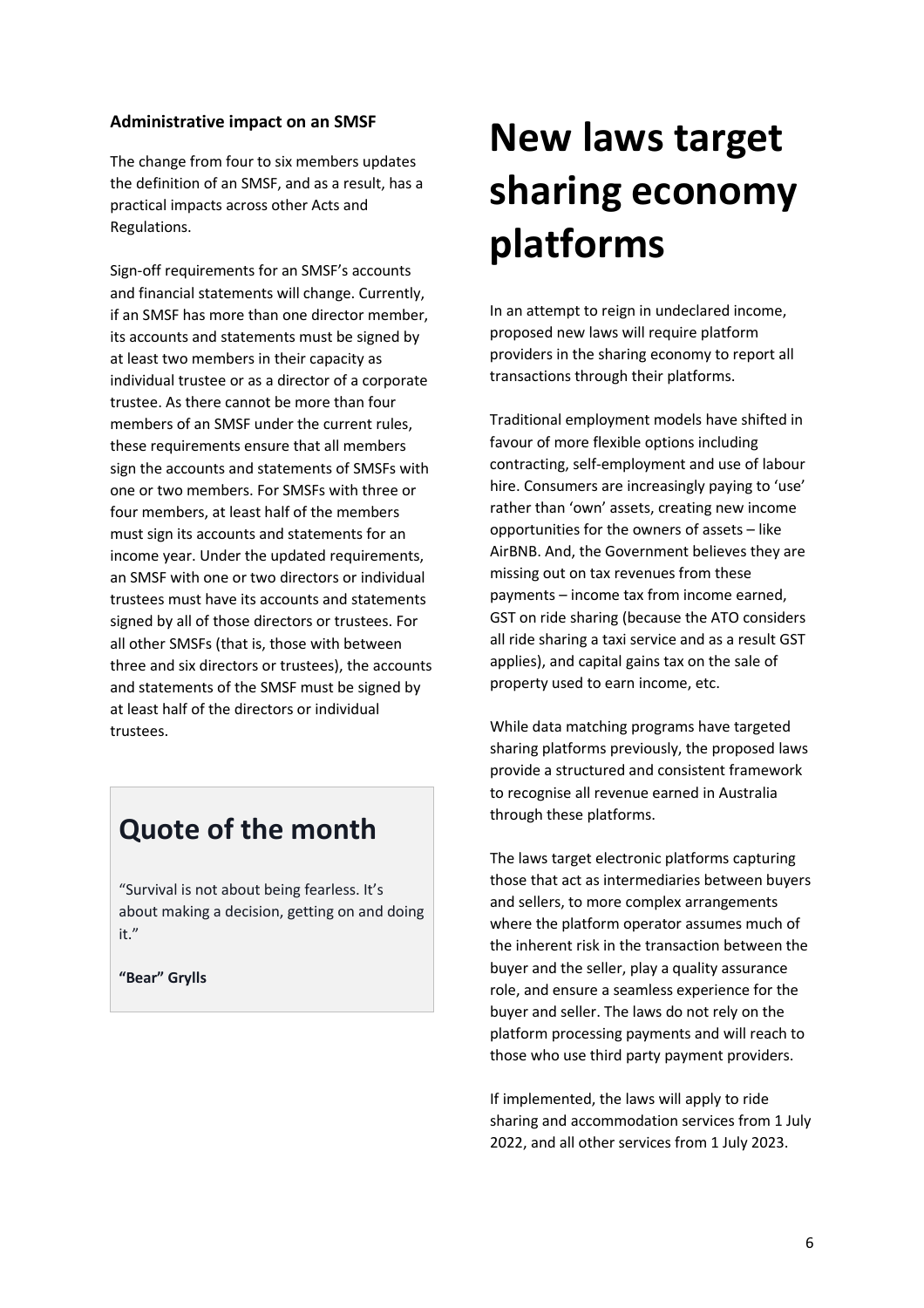### Administrative impact on an SMSF

The change from four to six members updates the definition of an SMSF, and as a result, has a practical impacts across other Acts and Regulations.

Sign-off requirements for an SMSF's accounts and financial statements will change. Currently, if an SMSF has more than one director member, its accounts and statements must be signed by at least two members in their capacity as individual trustee or as a director of a corporate trustee. As there cannot be more than four members of an SMSF under the current rules, these requirements ensure that all members sign the accounts and statements of SMSFs with one or two members. For SMSFs with three or four members, at least half of the members must sign its accounts and statements for an income year. Under the updated requirements, an SMSF with one or two directors or individual trustees must have its accounts and statements signed by all of those directors or trustees. For all other SMSFs (that is, those with between three and six directors or trustees), the accounts and statements of the SMSF must be signed by at least half of the directors or individual trustees.

## Quote of the month

"Survival is not about being fearless. It's about making a decision, getting on and doing it."

**"Bear" Grylls**

# New laws target sharing economy platforms

In an attempt to reign in undeclared income, proposed new laws will require platform providers in the sharing economy to report all transactions through their platforms.

Traditional employment models have shifted in favour of more flexible options including contracting, self-employment and use of labour hire. Consumers are increasingly paying to 'use' rather than 'own' assets, creating new income opportunities for the owners of assets – like AirBNB. And, the Government believes they are missing out on tax revenues from these payments – income tax from income earned, GST on ride sharing (because the ATO considers all ride sharing a taxi service and as a result GST applies), and capital gains tax on the sale of property used to earn income, etc.

While data matching programs have targeted sharing platforms previously, the proposed laws provide a structured and consistent framework to recognise all revenue earned in Australia through these platforms.

The laws target electronic platforms capturing those that act as intermediaries between buyers and sellers, to more complex arrangements where the platform operator assumes much of the inherent risk in the transaction between the buyer and the seller, play a quality assurance role, and ensure a seamless experience for the buyer and seller. The laws do not rely on the platform processing payments and will reach to those who use third party payment providers.

If implemented, the laws will apply to ride sharing and accommodation services from 1 July 2022, and all other services from 1 July 2023.